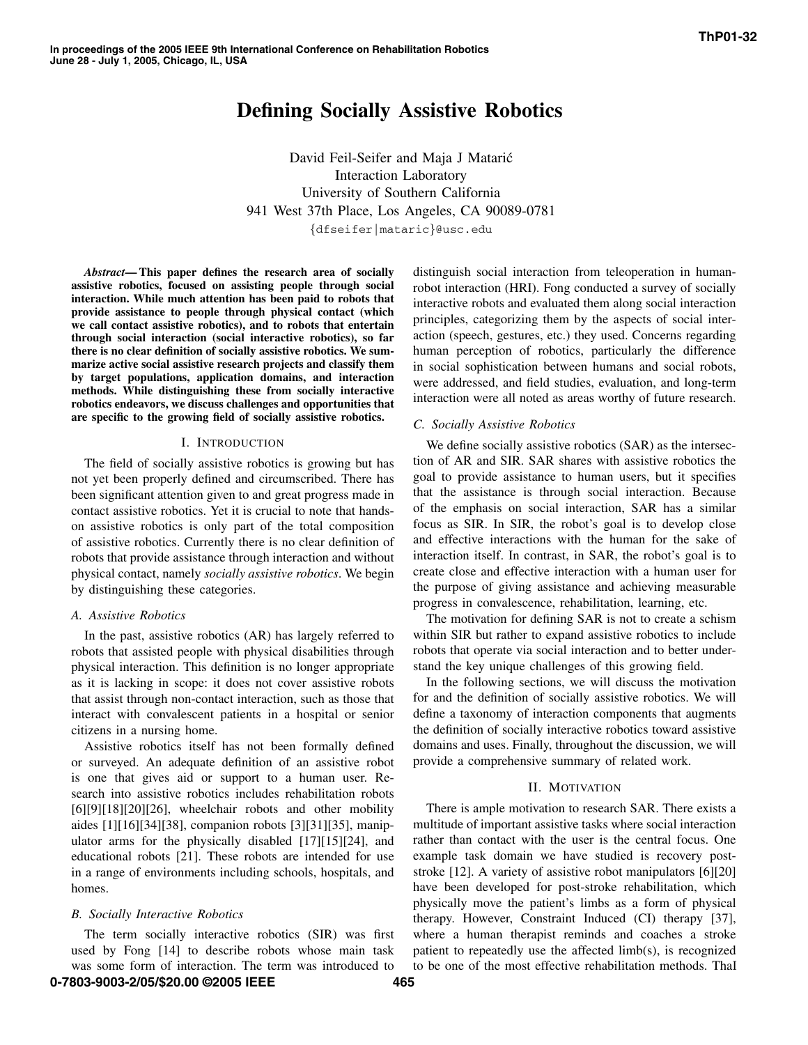# Defining Socially Assistive Robotics

David Feil-Seifer and Maja J Matarić
Interaction Laboratory
University of Southern California
941 West 37th Place, Los Angeles, CA 90089-0781
{dfseifer|mataric}@usc.edu

***Abstract*— This paper defines the research area of socially assistive robotics, focused on assisting people through social interaction. While much attention has been paid to robots that provide assistance to people through physical contact (which we call contact assistive robotics), and to robots that entertain through social interaction (social interactive robotics), so far there is no clear definition of socially assistive robotics. We summarize active social assistive research projects and classify them by target populations, application domains, and interaction methods. While distinguishing these from socially interactive robotics endeavors, we discuss challenges and opportunities that are specific to the growing field of socially assistive robotics.**

## I. Introduction

The field of socially assistive robotics is growing but has not yet been properly defined and circumscribed. There has been significant attention given to and great progress made in contact assistive robotics. Yet it is crucial to note that hands-on assistive robotics is only part of the total composition of assistive robotics. Currently there is no clear definition of robots that provide assistance through interaction and without physical contact, namely *socially assistive robotics*. We begin by distinguishing these categories.

### A. Assistive Robotics

In the past, assistive robotics (AR) has largely referred to robots that assisted people with physical disabilities through physical interaction. This definition is no longer appropriate as it is lacking in scope: it does not cover assistive robots that assist through non-contact interaction, such as those that interact with convalescent patients in a hospital or senior citizens in a nursing home.

Assistive robotics itself has not been formally defined or surveyed. An adequate definition of an assistive robot is one that gives aid or support to a human user. Research into assistive robotics includes rehabilitation robots [6][9][18][20][26], wheelchair robots and other mobility aides [1][16][34][38], companion robots [3][31][35], manipulator arms for the physically disabled [17][15][24], and educational robots [21]. These robots are intended for use in a range of environments including schools, hospitals, and homes.

### B. Socially Interactive Robotics

The term socially interactive robotics (SIR) was first used by Fong [14] to describe robots whose main task was some form of interaction. The term was introduced to distinguish social interaction from teleoperation in human-robot interaction (HRI). Fong conducted a survey of socially interactive robots and evaluated them along social interaction principles, categorizing them by the aspects of social interaction (speech, gestures, etc.) they used. Concerns regarding human perception of robotics, particularly the difference in social sophistication between humans and social robots, were addressed, and field studies, evaluation, and long-term interaction were all noted as areas worthy of future research.

### C. Socially Assistive Robotics

We define socially assistive robotics (SAR) as the intersection of AR and SIR. SAR shares with assistive robotics the goal to provide assistance to human users, but it specifies that the assistance is through social interaction. Because of the emphasis on social interaction, SAR has a similar focus as SIR. In SIR, the robot's goal is to develop close and effective interactions with the human for the sake of interaction itself. In contrast, in SAR, the robot's goal is to create close and effective interaction with a human user for the purpose of giving assistance and achieving measurable progress in convalescence, rehabilitation, learning, etc.

The motivation for defining SAR is not to create a schism within SIR but rather to expand assistive robotics to include robots that operate via social interaction and to better understand the key unique challenges of this growing field.

In the following sections, we will discuss the motivation for and the definition of socially assistive robotics. We will define a taxonomy of interaction components that augments the definition of socially interactive robotics toward assistive domains and uses. Finally, throughout the discussion, we will provide a comprehensive summary of related work.

## II. Motivation

There is ample motivation to research SAR. There exists a multitude of important assistive tasks where social interaction rather than contact with the user is the central focus. One example task domain we have studied is recovery post-stroke [12]. A variety of assistive robot manipulators [6][20] have been developed for post-stroke rehabilitation, which physically move the patient's limbs as a form of physical therapy. However, Constraint Induced (CI) therapy [37], where a human therapist reminds and coaches a stroke patient to repeatedly use the affected limb(s), is recognized to be one of the most effective rehabilitation methods. ThaI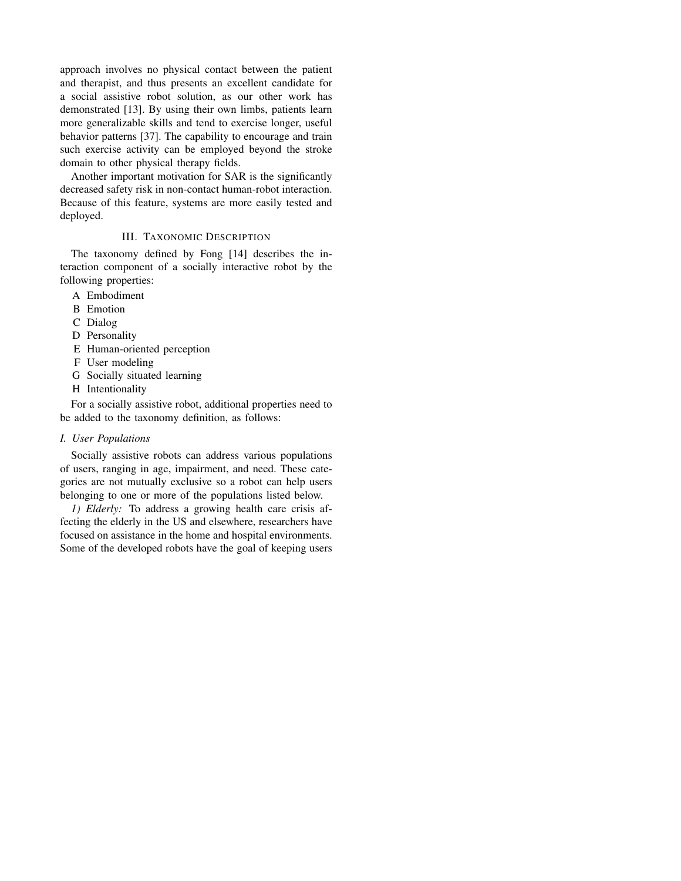approach involves no physical contact between the patient and therapist, and thus presents an excellent candidate for a social assistive robot solution, as our other work has demonstrated [13]. By using their own limbs, patients learn more generalizable skills and tend to exercise longer, useful behavior patterns [37]. The capability to encourage and train such exercise activity can be employed beyond the stroke domain to other physical therapy fields.

Another important motivation for SAR is the significantly decreased safety risk in non-contact human-robot interaction. Because of this feature, systems are more easily tested and deployed.

## III. Taxonomic Description

The taxonomy defined by Fong [14] describes the interaction component of a socially interactive robot by the following properties:

- A Embodiment
- B Emotion
- C Dialog
- D Personality
- E Human-oriented perception
- F User modeling
- G Socially situated learning
- H Intentionality

For a socially assistive robot, additional properties need to be added to the taxonomy definition, as follows:

### *I. User Populations*

Socially assistive robots can address various populations of users, ranging in age, impairment, and need. These categories are not mutually exclusive so a robot can help users belonging to one or more of the populations listed below.

*1) Elderly:* To address a growing health care crisis affecting the elderly in the US and elsewhere, researchers have focused on assistance in the home and hospital environments. Some of the developed robots have the goal of keeping users